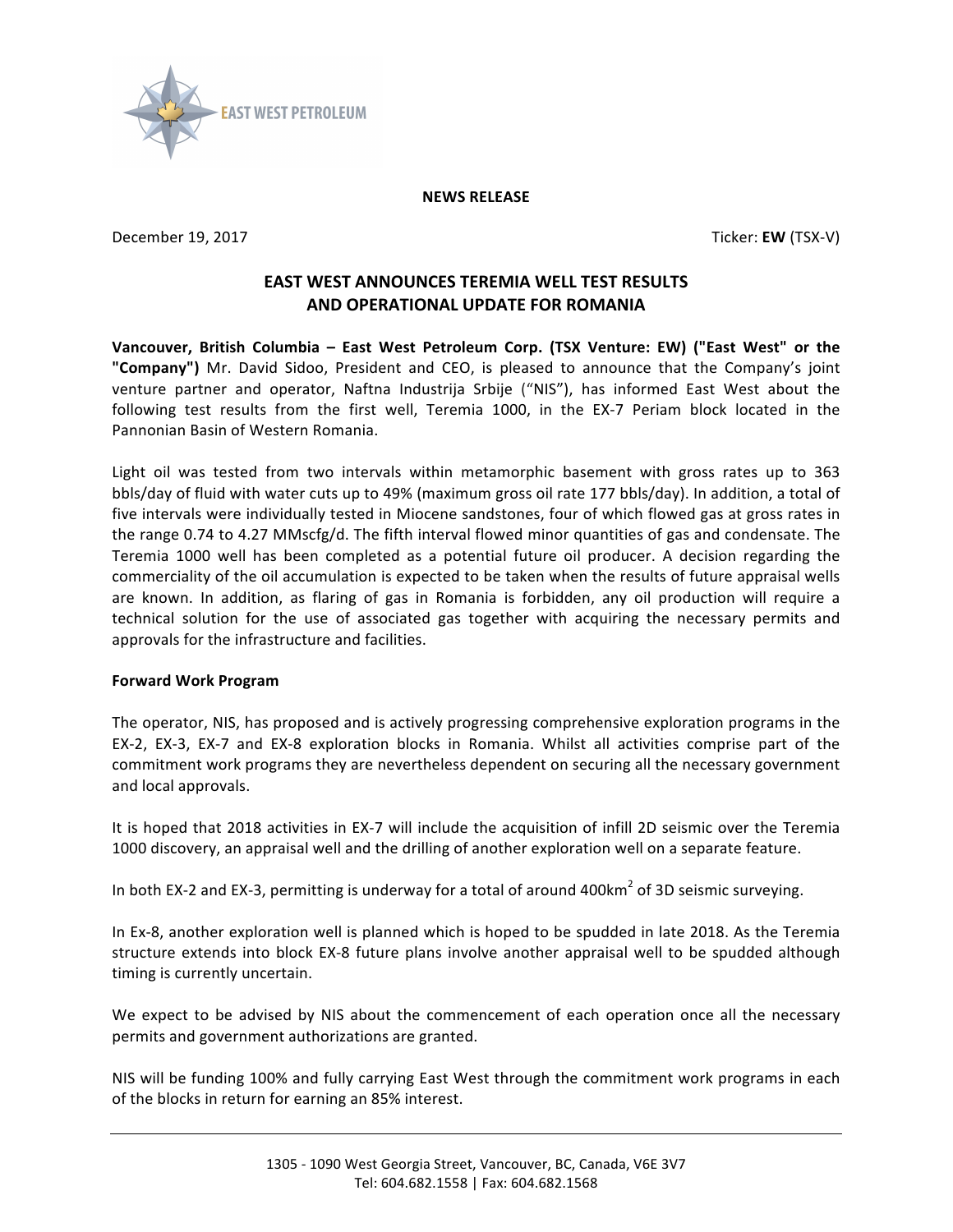**NEWS RELEASE**

December 19, 2017

Ticker: **EW** (TSX-V)

# EAST WEST ANNOUNCES TEREMIA WELL TEST RESULTS AND OPERATIONAL UPDATE FOR ROMANIA

**Vancouver, British Columbia – East West Petroleum Corp. (TSX Venture: EW) ("East West" or the "Company")** Mr. David Sidoo, President and CEO, is pleased to announce that the Company's joint venture partner and operator, Naftna Industrija Srbije ("NIS"), has informed East West about the following test results from the first well, Teremia 1000, in the EX-7 Periam block located in the Pannonian Basin of Western Romania.

Light oil was tested from two intervals within metamorphic basement with gross rates up to 363 bbls/day of fluid with water cuts up to 49% (maximum gross oil rate 177 bbls/day). In addition, a total of five intervals were individually tested in Miocene sandstones, four of which flowed gas at gross rates in the range 0.74 to 4.27 MMscfg/d. The fifth interval flowed minor quantities of gas and condensate. The Teremia 1000 well has been completed as a potential future oil producer. A decision regarding the commerciality of the oil accumulation is expected to be taken when the results of future appraisal wells are known. In addition, as flaring of gas in Romania is forbidden, any oil production will require a technical solution for the use of associated gas together with acquiring the necessary permits and approvals for the infrastructure and facilities.

**Forward Work Program**

The operator, NIS, has proposed and is actively progressing comprehensive exploration programs in the EX-2, EX-3, EX-7 and EX-8 exploration blocks in Romania. Whilst all activities comprise part of the commitment work programs they are nevertheless dependent on securing all the necessary government and local approvals.

It is hoped that 2018 activities in EX-7 will include the acquisition of infill 2D seismic over the Teremia 1000 discovery, an appraisal well and the drilling of another exploration well on a separate feature.

In both EX-2 and EX-3, permitting is underway for a total of around 400km$^2$ of 3D seismic surveying.

In Ex-8, another exploration well is planned which is hoped to be spudded in late 2018. As the Teremia structure extends into block EX-8 future plans involve another appraisal well to be spudded although timing is currently uncertain.

We expect to be advised by NIS about the commencement of each operation once all the necessary permits and government authorizations are granted.

NIS will be funding 100% and fully carrying East West through the commitment work programs in each of the blocks in return for earning an 85% interest.

1305 - 1090 West Georgia Street, Vancouver, BC, Canada, V6E 3V7
Tel: 604.682.1558 | Fax: 604.682.1568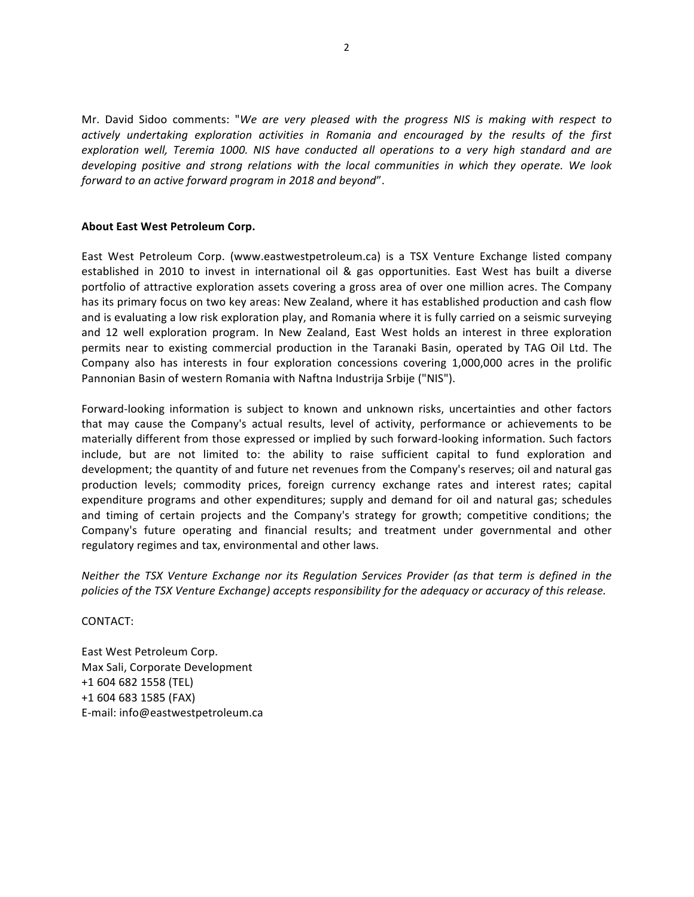Mr. David Sidoo comments: "*We are very pleased with the progress NIS is making with respect to actively undertaking exploration activities in Romania and encouraged by the results of the first exploration well, Teremia 1000. NIS have conducted all operations to a very high standard and are developing positive and strong relations with the local communities in which they operate. We look forward to an active forward program in 2018 and beyond*".

**About East West Petroleum Corp.**

East West Petroleum Corp. (www.eastwestpetroleum.ca) is a TSX Venture Exchange listed company established in 2010 to invest in international oil & gas opportunities. East West has built a diverse portfolio of attractive exploration assets covering a gross area of over one million acres. The Company has its primary focus on two key areas: New Zealand, where it has established production and cash flow and is evaluating a low risk exploration play, and Romania where it is fully carried on a seismic surveying and 12 well exploration program. In New Zealand, East West holds an interest in three exploration permits near to existing commercial production in the Taranaki Basin, operated by TAG Oil Ltd. The Company also has interests in four exploration concessions covering 1,000,000 acres in the prolific Pannonian Basin of western Romania with Naftna Industrija Srbije ("NIS").

Forward-looking information is subject to known and unknown risks, uncertainties and other factors that may cause the Company's actual results, level of activity, performance or achievements to be materially different from those expressed or implied by such forward-looking information. Such factors include, but are not limited to: the ability to raise sufficient capital to fund exploration and development; the quantity of and future net revenues from the Company's reserves; oil and natural gas production levels; commodity prices, foreign currency exchange rates and interest rates; capital expenditure programs and other expenditures; supply and demand for oil and natural gas; schedules and timing of certain projects and the Company's strategy for growth; competitive conditions; the Company's future operating and financial results; and treatment under governmental and other regulatory regimes and tax, environmental and other laws.

*Neither the TSX Venture Exchange nor its Regulation Services Provider (as that term is defined in the policies of the TSX Venture Exchange) accepts responsibility for the adequacy or accuracy of this release.*

CONTACT:

East West Petroleum Corp.
Max Sali, Corporate Development
+1 604 682 1558 (TEL)
+1 604 683 1585 (FAX)
E-mail: info@eastwestpetroleum.ca